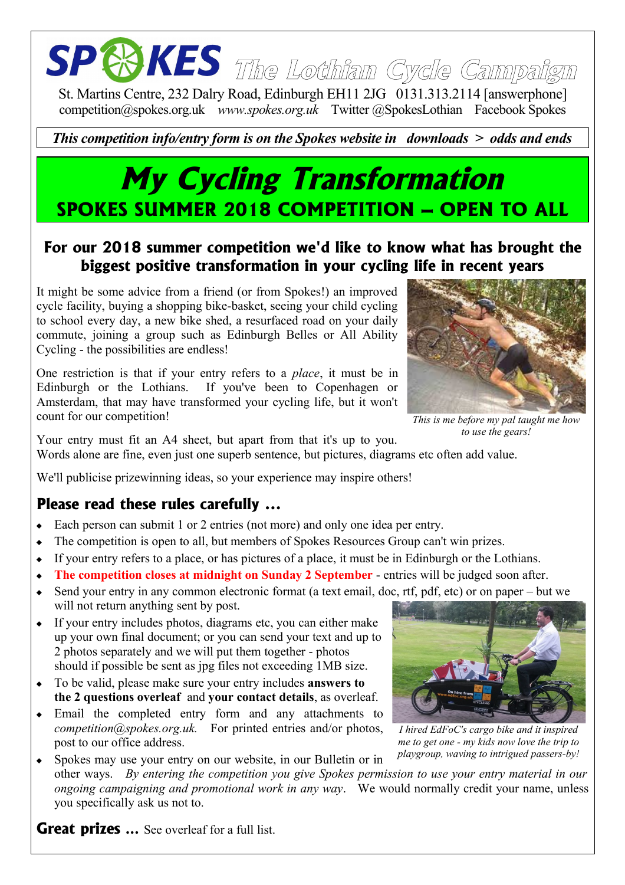# SPOKES The Lothian Cycle Campaign

St. Martins Centre, 232 Dalry Road, Edinburgh EH11 2JG 0131.313.2114 [answerphone]
competition@spokes.org.uk *www.spokes.org.uk* Twitter @SpokesLothian Facebook Spokes

***This competition info/entry form is on the Spokes website in downloads > odds and ends***

# My Cycling Transformation

## SPOKES SUMMER 2018 COMPETITION – OPEN TO ALL

### For our 2018 summer competition we'd like to know what has brought the biggest positive transformation in your cycling life in recent years

It might be some advice from a friend (or from Spokes!) an improved cycle facility, buying a shopping bike-basket, seeing your child cycling to school every day, a new bike shed, a resurfaced road on your daily commute, joining a group such as Edinburgh Belles or All Ability Cycling - the possibilities are endless!

One restriction is that if your entry refers to a *place*, it must be in Edinburgh or the Lothians. If you've been to Copenhagen or Amsterdam, that may have transformed your cycling life, but it won't count for our competition!

*This is me before my pal taught me how to use the gears!*

Your entry must fit an A4 sheet, but apart from that it's up to you.
Words alone are fine, even just one superb sentence, but pictures, diagrams etc often add value.

We'll publicise prizewinning ideas, so your experience may inspire others!

## Please read these rules carefully ...

- Each person can submit 1 or 2 entries (not more) and only one idea per entry.
- The competition is open to all, but members of Spokes Resources Group can't win prizes.
- If your entry refers to a place, or has pictures of a place, it must be in Edinburgh or the Lothians.
- **The competition closes at midnight on Sunday 2 September** - entries will be judged soon after.
- Send your entry in any common electronic format (a text email, doc, rtf, pdf, etc) or on paper – but we will not return anything sent by post.
- If your entry includes photos, diagrams etc, you can either make up your own final document; or you can send your text and up to 2 photos separately and we will put them together - photos should if possible be sent as jpg files not exceeding 1MB size.
- To be valid, please make sure your entry includes **answers to the 2 questions overleaf** and **your contact details**, as overleaf.
- Email the completed entry form and any attachments to *competition@spokes.org.uk.* For printed entries and/or photos, post to our office address.
- Spokes may use your entry on our website, in our Bulletin or in other ways. *By entering the competition you give Spokes permission to use your entry material in our ongoing campaigning and promotional work in any way*. We would normally credit your name, unless you specifically ask us not to.

*I hired EdFoC's cargo bike and it inspired me to get one - my kids now love the trip to playgroup, waving to intrigued passers-by!*

**Great prizes ...** See overleaf for a full list.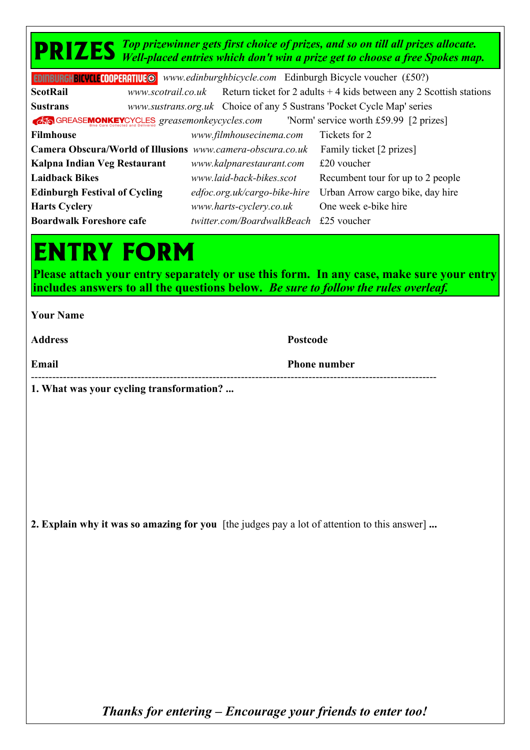# PRIZES

***Top prizewinner gets first choice of prizes, and so on till all prizes allocate. Well-placed entries which don't win a prize get to choose a free Spokes map.***

| | | |
|---|---|---|
| **EDINBURGH BICYCLE COOPERATIVE** | *www.edinburghbicycle.com* | Edinburgh Bicycle voucher (£50?) |
| **ScotRail** | *www.scotrail.co.uk* | Return ticket for 2 adults + 4 kids between any 2 Scottish stations |
| **Sustrans** | *www.sustrans.org.uk* | Choice of any 5 Sustrans 'Pocket Cycle Map' series |
| **GREASEMONKEYCYCLES** | *greasemonkeycycles.com* | 'Norm' service worth £59.99 [2 prizes] |
| **Filmhouse** | *www.filmhousecinema.com* | Tickets for 2 |
| **Camera Obscura/World of Illusions** | *www.camera-obscura.co.uk* | Family ticket [2 prizes] |
| **Kalpna Indian Veg Restaurant** | *www.kalpnarestaurant.com* | £20 voucher |
| **Laidback Bikes** | *www.laid-back-bikes.scot* | Recumbent tour for up to 2 people |
| **Edinburgh Festival of Cycling** | *edfoc.org.uk/cargo-bike-hire* | Urban Arrow cargo bike, day hire |
| **Harts Cyclery** | *www.harts-cyclery.co.uk* | One week e-bike hire |
| **Boardwalk Foreshore cafe** | *twitter.com/BoardwalkBeach* | £25 voucher |

# ENTRY FORM

**Please attach your entry separately or use this form. In any case, make sure your entry includes answers to all the questions below.** ***Be sure to follow the rules overleaf.***

**Your Name**

**Address** **Postcode**

**Email** **Phone number**

---

**1. What was your cycling transformation? ...**

**2. Explain why it was so amazing for you** [the judges pay a lot of attention to this answer] **...**

***Thanks for entering – Encourage your friends to enter too!***